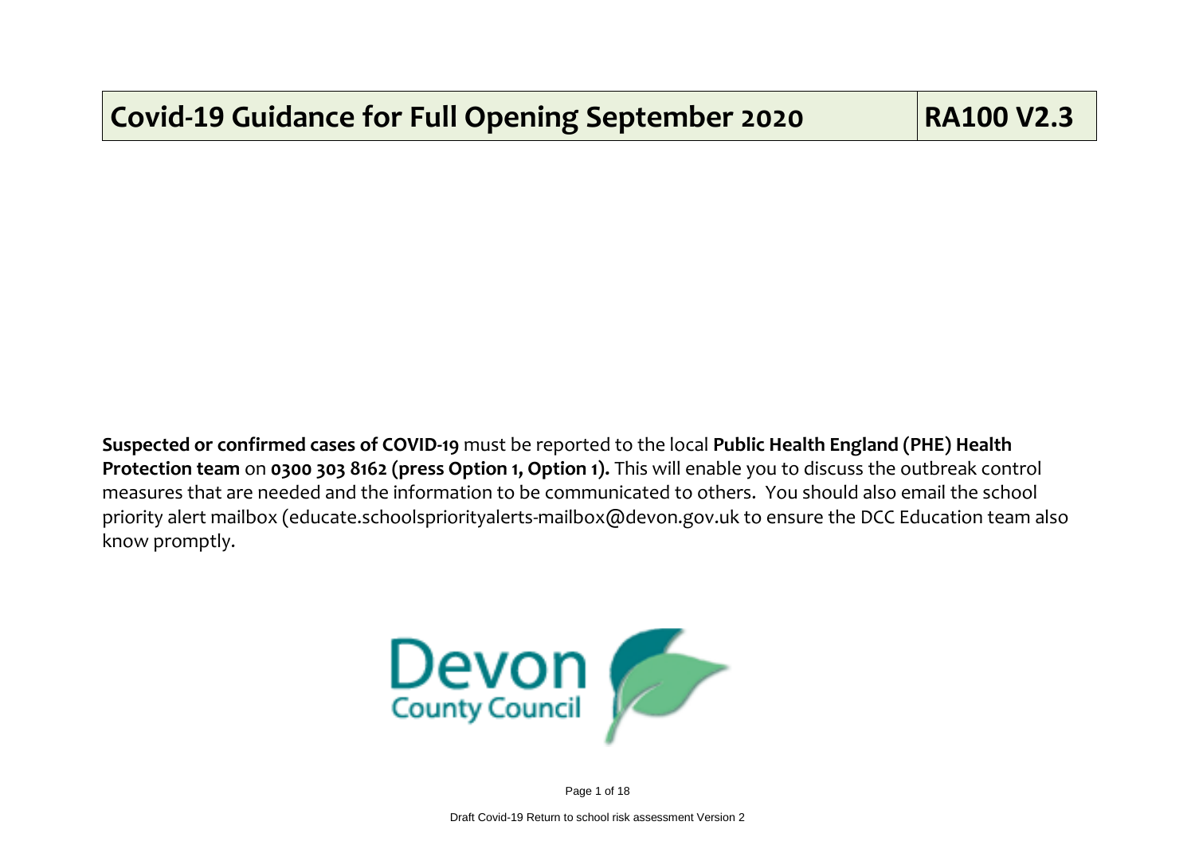# Covid-19 Guidance for Full Opening September 2020 | RA100 V2.3

**Suspected or confirmed cases of COVID-19** must be reported to the local **Public Health England (PHE) Health Protection team** on **0300 303 8162 (press Option 1, Option 1).** This will enable you to discuss the outbreak control measures that are needed and the information to be communicated to others. You should also email the school priority alert mailbox (educate.schoolspriorityalerts-mailbox@devon.gov.uk to ensure the DCC Education team also know promptly.

Devon County Council

Draft Covid-19 Return to school risk assessment Version 2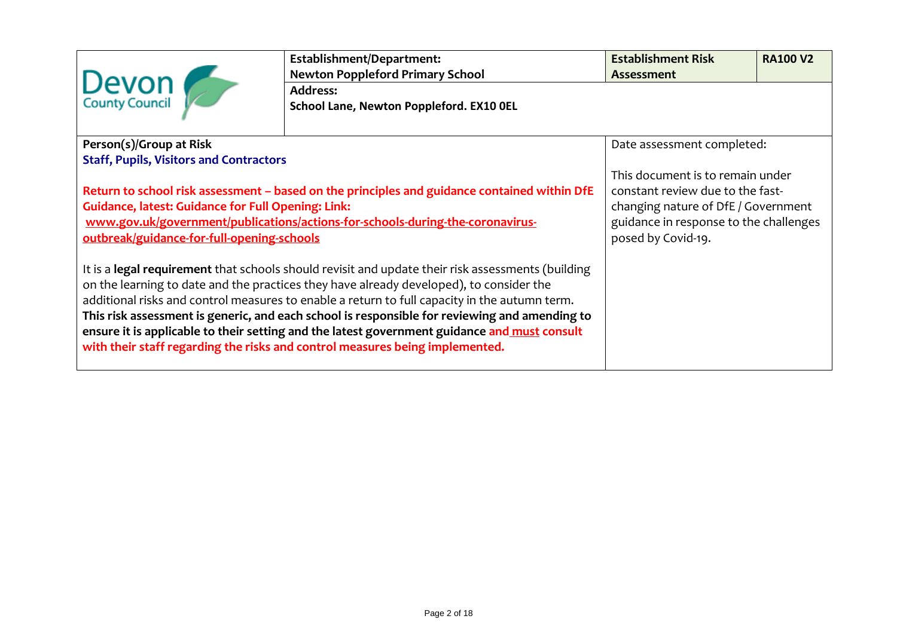| Devon County Council | **Establishment/Department:** **Newton Poppleford Primary School** | **Establishment Risk Assessment** | **RA100 V2** |
|---|---|---|---|
| | **Address:** **School Lane, Newton Poppleford. EX10 0EL** | | |

**Person(s)/Group at Risk**
**Staff, Pupils, Visitors and Contractors**

**Return to school risk assessment – based on the principles and guidance contained within DfE Guidance, latest: Guidance for Full Opening: Link:**
**www.gov.uk/government/publications/actions-for-schools-during-the-coronavirus-outbreak/guidance-for-full-opening-schools**

It is a **legal requirement** that schools should revisit and update their risk assessments (building on the learning to date and the practices they have already developed), to consider the additional risks and control measures to enable a return to full capacity in the autumn term. **This risk assessment is generic, and each school is responsible for reviewing and amending to ensure it is applicable to their setting and the latest government guidance and must consult with their staff regarding the risks and control measures being implemented.**

Date assessment completed:

This document is to remain under constant review due to the fast-changing nature of DfE / Government guidance in response to the challenges posed by Covid-19.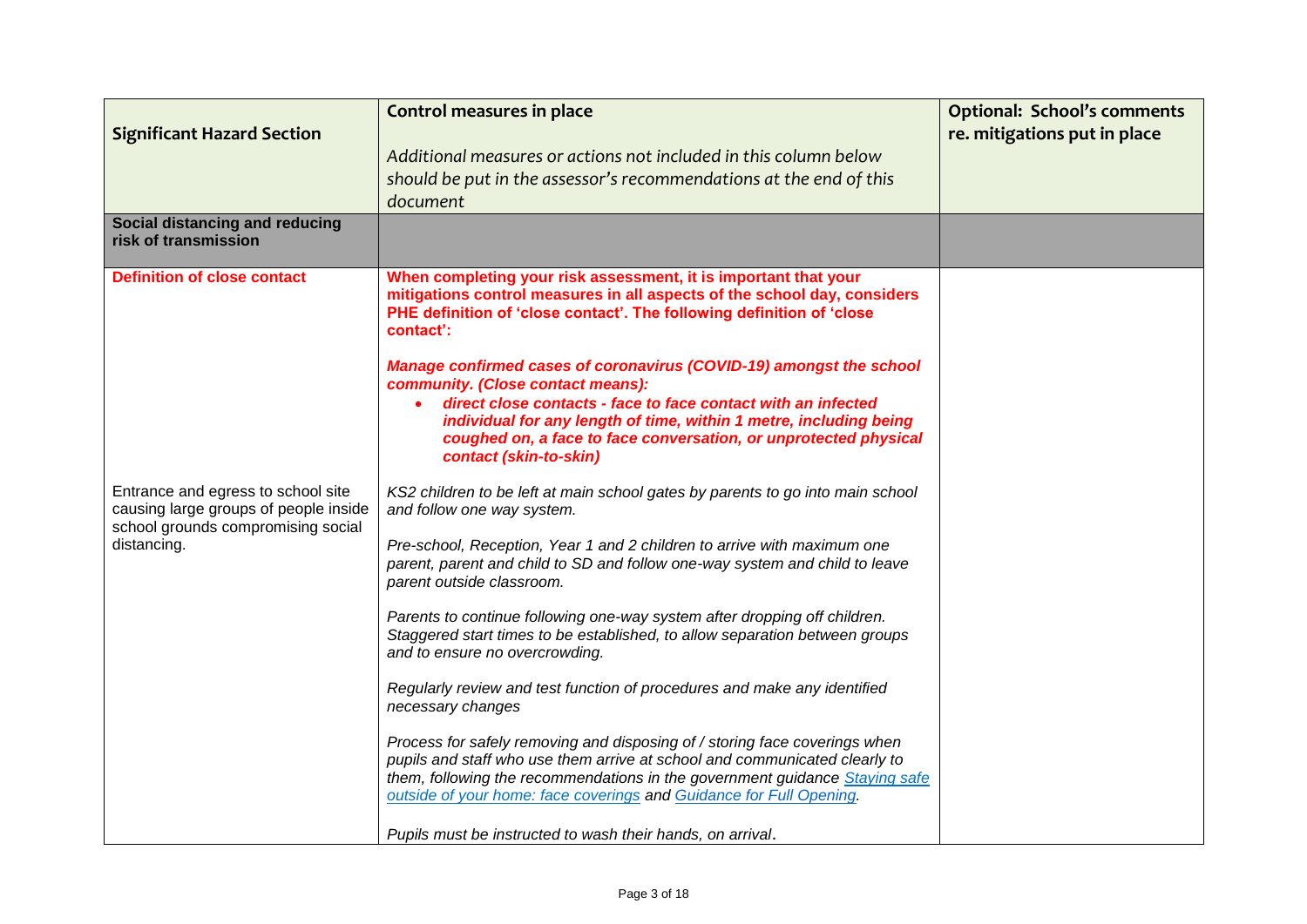| Significant Hazard Section | Control measures in place<br><br>*Additional measures or actions not included in this column below should be put in the assessor's recommendations at the end of this document* | Optional: School's comments re. mitigations put in place |
|---|---|---|
| **Social distancing and reducing risk of transmission** | | |
| **Definition of close contact** | **When completing your risk assessment, it is important that your mitigations control measures in all aspects of the school day, considers PHE definition of 'close contact'. The following definition of 'close contact':**<br><br>***Manage confirmed cases of coronavirus (COVID-19) amongst the school community. (Close contact means):***<br>• ***direct close contacts - face to face contact with an infected individual for any length of time, within 1 metre, including being coughed on, a face to face conversation, or unprotected physical contact (skin-to-skin)*** | |
| Entrance and egress to school site causing large groups of people inside school grounds compromising social distancing. | *KS2 children to be left at main school gates by parents to go into main school and follow one way system.*<br><br>*Pre-school, Reception, Year 1 and 2 children to arrive with maximum one parent, parent and child to SD and follow one-way system and child to leave parent outside classroom.*<br><br>*Parents to continue following one-way system after dropping off children. Staggered start times to be established, to allow separation between groups and to ensure no overcrowding.*<br><br>*Regularly review and test function of procedures and make any identified necessary changes*<br><br>*Process for safely removing and disposing of / storing face coverings when pupils and staff who use them arrive at school and communicated clearly to them, following the recommendations in the government guidance [Staying safe outside of your home: face coverings] and [Guidance for Full Opening].*<br><br>*Pupils must be instructed to wash their hands, on arrival.* | |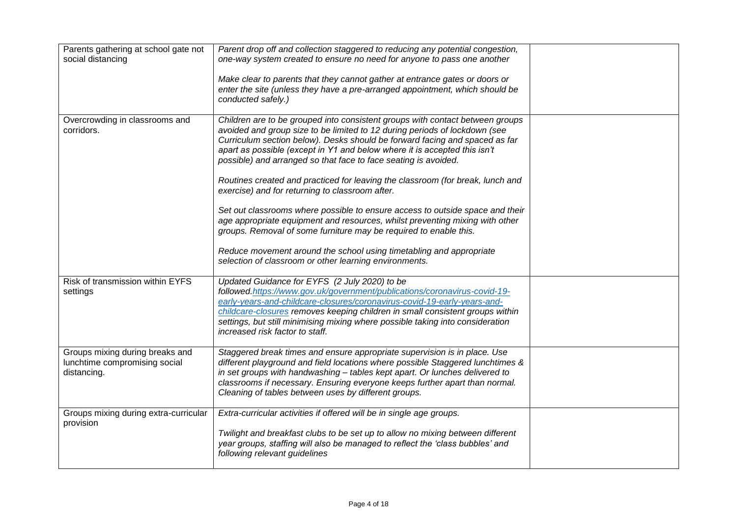| | | |
|---|---|---|
| Parents gathering at school gate not social distancing | *Parent drop off and collection staggered to reducing any potential congestion, one-way system created to ensure no need for anyone to pass one another*<br><br>*Make clear to parents that they cannot gather at entrance gates or doors or enter the site (unless they have a pre-arranged appointment, which should be conducted safely.)* | |
| Overcrowding in classrooms and corridors. | *Children are to be grouped into consistent groups with contact between groups avoided and group size to be limited to 12 during periods of lockdown (see Curriculum section below). Desks should be forward facing and spaced as far apart as possible (except in Y1 and below where it is accepted this isn't possible) and arranged so that face to face seating is avoided.*<br><br>*Routines created and practiced for leaving the classroom (for break, lunch and exercise) and for returning to classroom after.*<br><br>*Set out classrooms where possible to ensure access to outside space and their age appropriate equipment and resources, whilst preventing mixing with other groups. Removal of some furniture may be required to enable this.*<br><br>*Reduce movement around the school using timetabling and appropriate selection of classroom or other learning environments.* | |
| Risk of transmission within EYFS settings | *Updated Guidance for EYFS (2 July 2020) to be followed.[https://www.gov.uk/government/publications/coronavirus-covid-19-early-years-and-childcare-closures/coronavirus-covid-19-early-years-and-childcare-closures](https://www.gov.uk/government/publications/coronavirus-covid-19-early-years-and-childcare-closures/coronavirus-covid-19-early-years-and-childcare-closures) removes keeping children in small consistent groups within settings, but still minimising mixing where possible taking into consideration increased risk factor to staff.* | |
| Groups mixing during breaks and lunchtime compromising social distancing. | *Staggered break times and ensure appropriate supervision is in place. Use different playground and field locations where possible Staggered lunchtimes & in set groups with handwashing – tables kept apart. Or lunches delivered to classrooms if necessary. Ensuring everyone keeps further apart than normal. Cleaning of tables between uses by different groups.* | |
| Groups mixing during extra-curricular provision | *Extra-curricular activities if offered will be in single age groups.*<br><br>*Twilight and breakfast clubs to be set up to allow no mixing between different year groups, staffing will also be managed to reflect the 'class bubbles' and following relevant guidelines* | |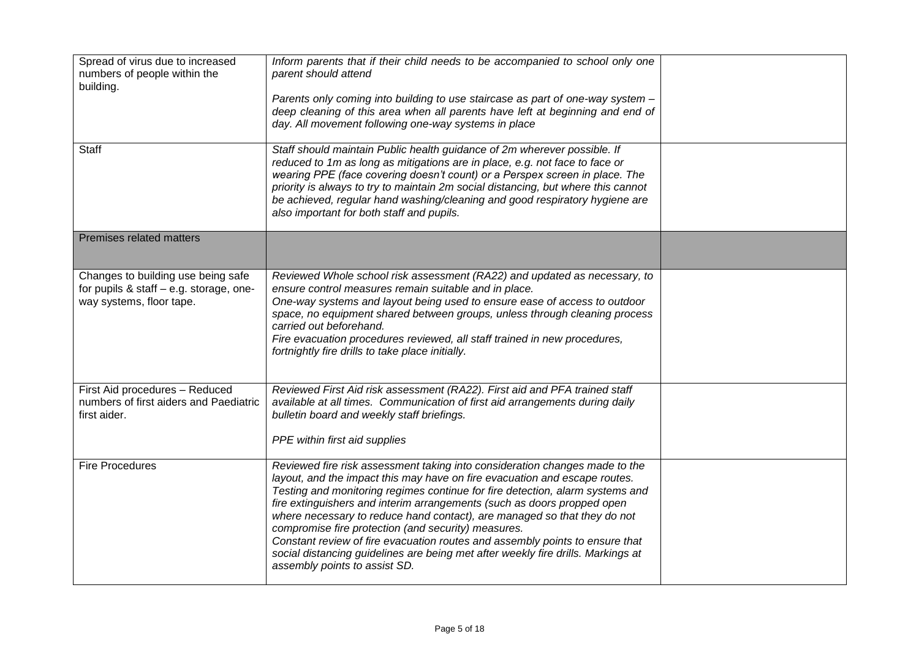| | | |
|---|---|---|
| Spread of virus due to increased numbers of people within the building. | *Inform parents that if their child needs to be accompanied to school only one parent should attend*<br><br>*Parents only coming into building to use staircase as part of one-way system – deep cleaning of this area when all parents have left at beginning and end of day. All movement following one-way systems in place* | |
| Staff | *Staff should maintain Public health guidance of 2m wherever possible. If reduced to 1m as long as mitigations are in place, e.g. not face to face or wearing PPE (face covering doesn't count) or a Perspex screen in place. The priority is always to try to maintain 2m social distancing, but where this cannot be achieved, regular hand washing/cleaning and good respiratory hygiene are also important for both staff and pupils.* | |
| Premises related matters | | |
| Changes to building use being safe for pupils & staff – e.g. storage, one-way systems, floor tape. | *Reviewed Whole school risk assessment (RA22) and updated as necessary, to ensure control measures remain suitable and in place.*<br>*One-way systems and layout being used to ensure ease of access to outdoor space, no equipment shared between groups, unless through cleaning process carried out beforehand.*<br>*Fire evacuation procedures reviewed, all staff trained in new procedures, fortnightly fire drills to take place initially.* | |
| First Aid procedures – Reduced numbers of first aiders and Paediatric first aider. | *Reviewed First Aid risk assessment (RA22). First aid and PFA trained staff available at all times. Communication of first aid arrangements during daily bulletin board and weekly staff briefings.*<br><br>*PPE within first aid supplies* | |
| Fire Procedures | *Reviewed fire risk assessment taking into consideration changes made to the layout, and the impact this may have on fire evacuation and escape routes. Testing and monitoring regimes continue for fire detection, alarm systems and fire extinguishers and interim arrangements (such as doors propped open where necessary to reduce hand contact), are managed so that they do not compromise fire protection (and security) measures.*<br>*Constant review of fire evacuation routes and assembly points to ensure that social distancing guidelines are being met after weekly fire drills. Markings at assembly points to assist SD.* | |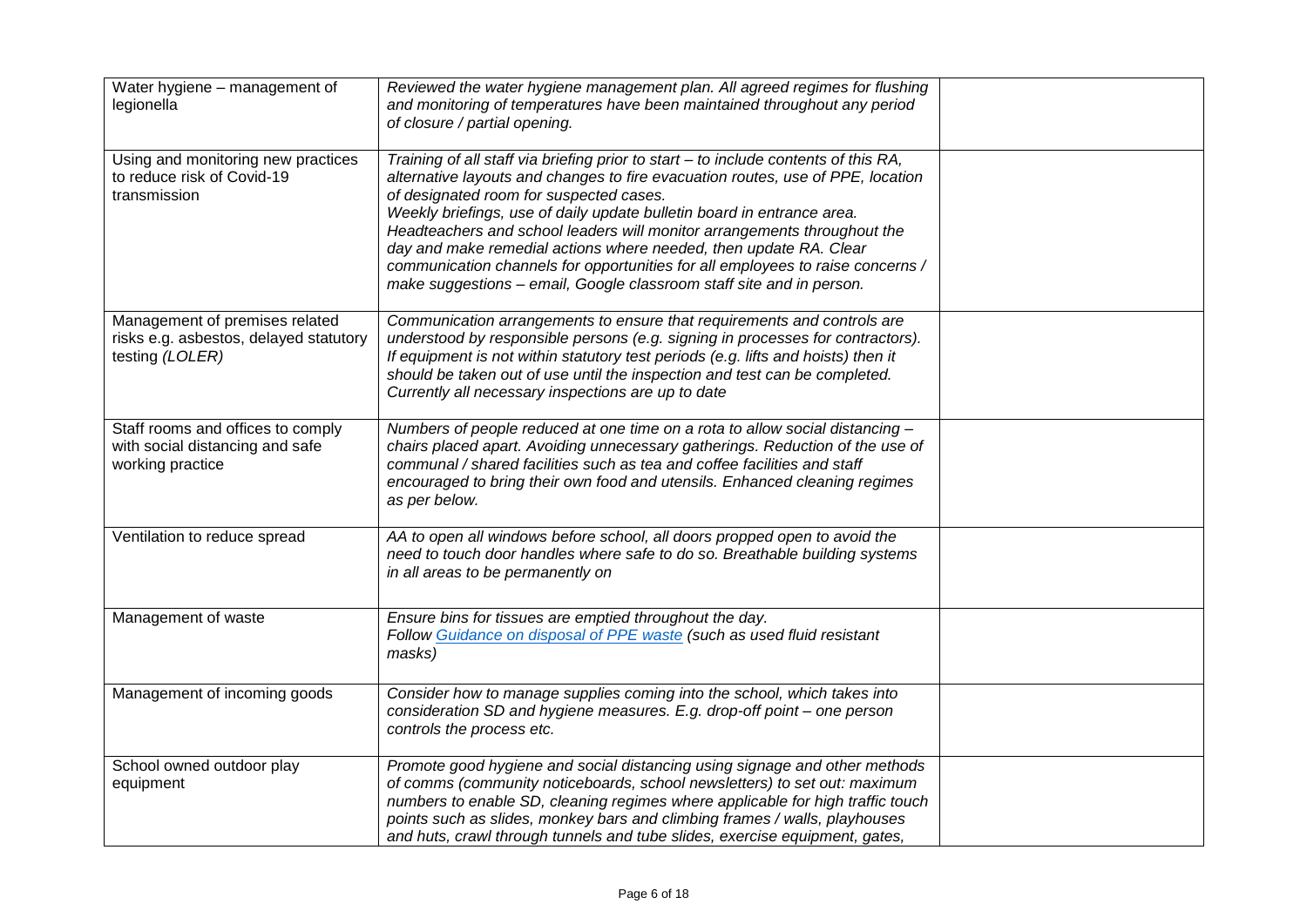| | | |
|---|---|---|
| Water hygiene – management of legionella | *Reviewed the water hygiene management plan. All agreed regimes for flushing and monitoring of temperatures have been maintained throughout any period of closure / partial opening.* | |
| Using and monitoring new practices to reduce risk of Covid-19 transmission | *Training of all staff via briefing prior to start – to include contents of this RA, alternative layouts and changes to fire evacuation routes, use of PPE, location of designated room for suspected cases.*<br>*Weekly briefings, use of daily update bulletin board in entrance area. Headteachers and school leaders will monitor arrangements throughout the day and make remedial actions where needed, then update RA. Clear communication channels for opportunities for all employees to raise concerns / make suggestions – email, Google classroom staff site and in person.* | |
| Management of premises related risks e.g. asbestos, delayed statutory testing *(LOLER)* | *Communication arrangements to ensure that requirements and controls are understood by responsible persons (e.g. signing in processes for contractors). If equipment is not within statutory test periods (e.g. lifts and hoists) then it should be taken out of use until the inspection and test can be completed. Currently all necessary inspections are up to date* | |
| Staff rooms and offices to comply with social distancing and safe working practice | *Numbers of people reduced at one time on a rota to allow social distancing – chairs placed apart. Avoiding unnecessary gatherings. Reduction of the use of communal / shared facilities such as tea and coffee facilities and staff encouraged to bring their own food and utensils. Enhanced cleaning regimes as per below.* | |
| Ventilation to reduce spread | *AA to open all windows before school, all doors propped open to avoid the need to touch door handles where safe to do so. Breathable building systems in all areas to be permanently on* | |
| Management of waste | *Ensure bins for tissues are emptied throughout the day.*<br>*Follow Guidance on disposal of PPE waste (such as used fluid resistant masks)* | |
| Management of incoming goods | *Consider how to manage supplies coming into the school, which takes into consideration SD and hygiene measures. E.g. drop-off point – one person controls the process etc.* | |
| School owned outdoor play equipment | *Promote good hygiene and social distancing using signage and other methods of comms (community noticeboards, school newsletters) to set out: maximum numbers to enable SD, cleaning regimes where applicable for high traffic touch points such as slides, monkey bars and climbing frames / walls, playhouses and huts, crawl through tunnels and tube slides, exercise equipment, gates,* | |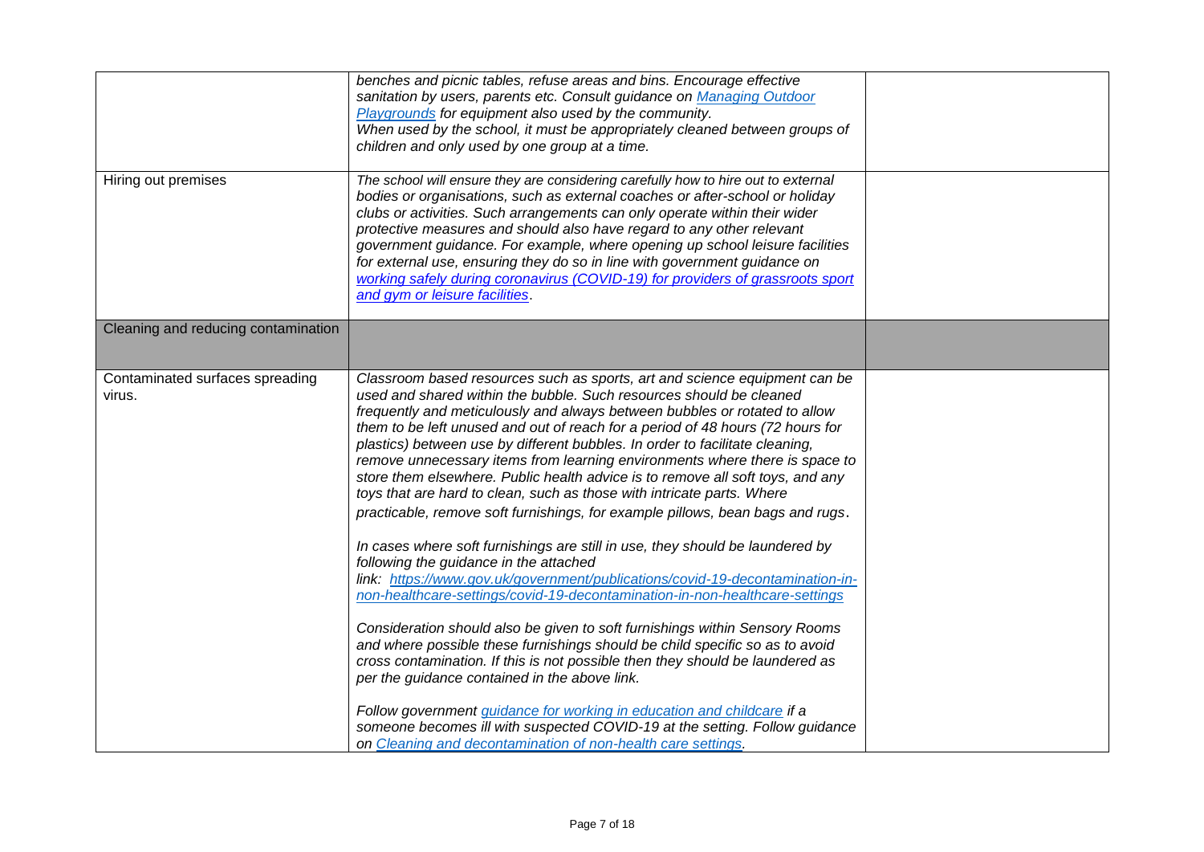| | | |
|---|---|---|
| | *benches and picnic tables, refuse areas and bins. Encourage effective sanitation by users, parents etc. Consult guidance on [Managing Outdoor Playgrounds](#) for equipment also used by the community.*<br>*When used by the school, it must be appropriately cleaned between groups of children and only used by one group at a time.* | |
| Hiring out premises | *The school will ensure they are considering carefully how to hire out to external bodies or organisations, such as external coaches or after-school or holiday clubs or activities. Such arrangements can only operate within their wider protective measures and should also have regard to any other relevant government guidance. For example, where opening up school leisure facilities for external use, ensuring they do so in line with government guidance on [working safely during coronavirus (COVID-19) for providers of grassroots sport and gym or leisure facilities](#).* | |
| Cleaning and reducing contamination | | |
| Contaminated surfaces spreading virus. | *Classroom based resources such as sports, art and science equipment can be used and shared within the bubble. Such resources should be cleaned frequently and meticulously and always between bubbles or rotated to allow them to be left unused and out of reach for a period of 48 hours (72 hours for plastics) between use by different bubbles. In order to facilitate cleaning, remove unnecessary items from learning environments where there is space to store them elsewhere. Public health advice is to remove all soft toys, and any toys that are hard to clean, such as those with intricate parts. Where practicable, remove soft furnishings, for example pillows, bean bags and rugs.*<br><br>*In cases where soft furnishings are still in use, they should be laundered by following the guidance in the attached link: [https://www.gov.uk/government/publications/covid-19-decontamination-in-non-healthcare-settings/covid-19-decontamination-in-non-healthcare-settings](https://www.gov.uk/government/publications/covid-19-decontamination-in-non-healthcare-settings/covid-19-decontamination-in-non-healthcare-settings)*<br><br>*Consideration should also be given to soft furnishings within Sensory Rooms and where possible these furnishings should be child specific so as to avoid cross contamination. If this is not possible then they should be laundered as per the guidance contained in the above link.*<br><br>*Follow government [guidance for working in education and childcare](#) if a someone becomes ill with suspected COVID-19 at the setting. Follow guidance on [Cleaning and decontamination of non-health care settings](#).* | |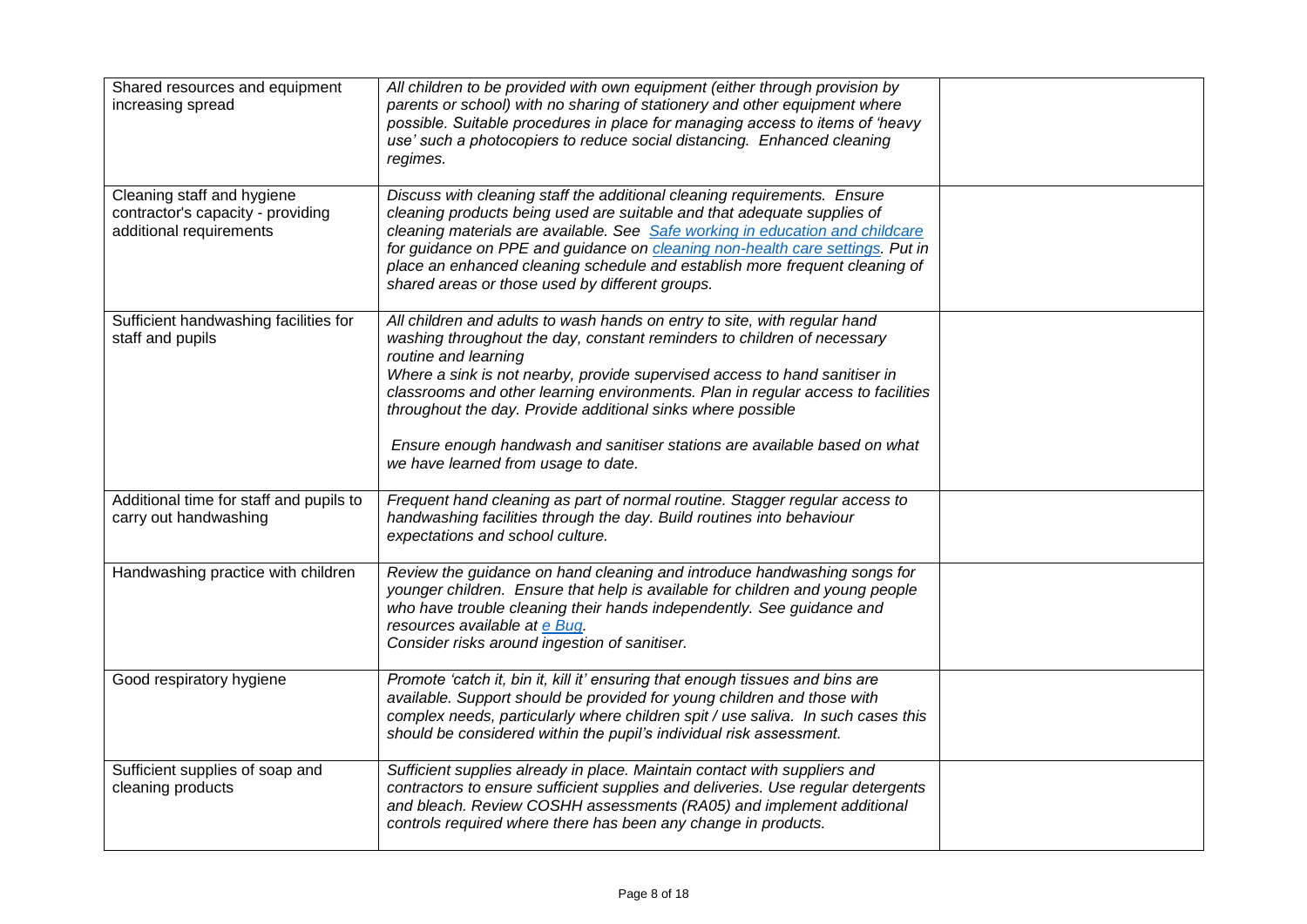| | | |
|---|---|---|
| Shared resources and equipment increasing spread | *All children to be provided with own equipment (either through provision by parents or school) with no sharing of stationery and other equipment where possible. Suitable procedures in place for managing access to items of 'heavy use' such a photocopiers to reduce social distancing. Enhanced cleaning regimes.* | |
| Cleaning staff and hygiene contractor's capacity - providing additional requirements | *Discuss with cleaning staff the additional cleaning requirements. Ensure cleaning products being used are suitable and that adequate supplies of cleaning materials are available. See [Safe working in education and childcare](#) for guidance on PPE and guidance on [cleaning non-health care settings](#). Put in place an enhanced cleaning schedule and establish more frequent cleaning of shared areas or those used by different groups.* | |
| Sufficient handwashing facilities for staff and pupils | *All children and adults to wash hands on entry to site, with regular hand washing throughout the day, constant reminders to children of necessary routine and learning*<br>*Where a sink is not nearby, provide supervised access to hand sanitiser in classrooms and other learning environments. Plan in regular access to facilities throughout the day. Provide additional sinks where possible*<br><br>*Ensure enough handwash and sanitiser stations are available based on what we have learned from usage to date.* | |
| Additional time for staff and pupils to carry out handwashing | *Frequent hand cleaning as part of normal routine. Stagger regular access to handwashing facilities through the day. Build routines into behaviour expectations and school culture.* | |
| Handwashing practice with children | *Review the guidance on hand cleaning and introduce handwashing songs for younger children. Ensure that help is available for children and young people who have trouble cleaning their hands independently. See guidance and resources available at [e Bug](#).*<br>*Consider risks around ingestion of sanitiser.* | |
| Good respiratory hygiene | *Promote 'catch it, bin it, kill it' ensuring that enough tissues and bins are available. Support should be provided for young children and those with complex needs, particularly where children spit / use saliva. In such cases this should be considered within the pupil's individual risk assessment.* | |
| Sufficient supplies of soap and cleaning products | *Sufficient supplies already in place. Maintain contact with suppliers and contractors to ensure sufficient supplies and deliveries. Use regular detergents and bleach. Review COSHH assessments (RA05) and implement additional controls required where there has been any change in products.* | |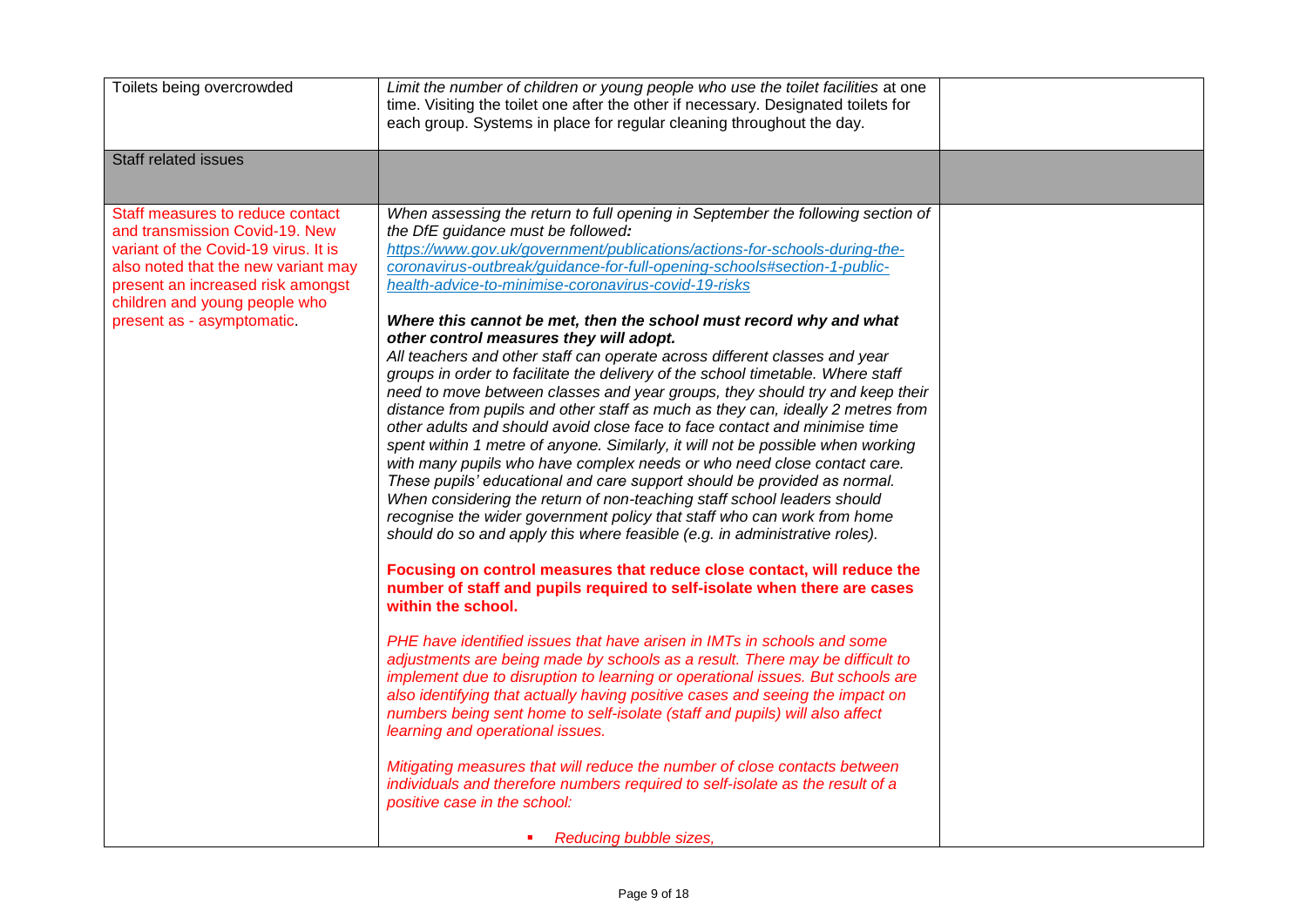| | | |
|---|---|---|
| Toilets being overcrowded | *Limit the number of children or young people who use the toilet facilities* at one time. Visiting the toilet one after the other if necessary. Designated toilets for each group. Systems in place for regular cleaning throughout the day. | |
| Staff related issues | | |
| Staff measures to reduce contact and transmission Covid-19. New variant of the Covid-19 virus. It is also noted that the new variant may present an increased risk amongst children and young people who present as - asymptomatic. | *When assessing the return to full opening in September the following section of the DfE guidance must be followed:* *https://www.gov.uk/government/publications/actions-for-schools-during-the-coronavirus-outbreak/guidance-for-full-opening-schools#section-1-public-health-advice-to-minimise-coronavirus-covid-19-risks*<br><br>***Where this cannot be met, then the school must record why and what other control measures they will adopt.***<br>*All teachers and other staff can operate across different classes and year groups in order to facilitate the delivery of the school timetable. Where staff need to move between classes and year groups, they should try and keep their distance from pupils and other staff as much as they can, ideally 2 metres from other adults and should avoid close face to face contact and minimise time spent within 1 metre of anyone. Similarly, it will not be possible when working with many pupils who have complex needs or who need close contact care. These pupils' educational and care support should be provided as normal. When considering the return of non-teaching staff school leaders should recognise the wider government policy that staff who can work from home should do so and apply this where feasible (e.g. in administrative roles).*<br><br>**Focusing on control measures that reduce close contact, will reduce the number of staff and pupils required to self-isolate when there are cases within the school.**<br><br>*PHE have identified issues that have arisen in IMTs in schools and some adjustments are being made by schools as a result. There may be difficult to implement due to disruption to learning or operational issues. But schools are also identifying that actually having positive cases and seeing the impact on numbers being sent home to self-isolate (staff and pupils) will also affect learning and operational issues.*<br><br>*Mitigating measures that will reduce the number of close contacts between individuals and therefore numbers required to self-isolate as the result of a positive case in the school:*<br><br>- *Reducing bubble sizes,* | |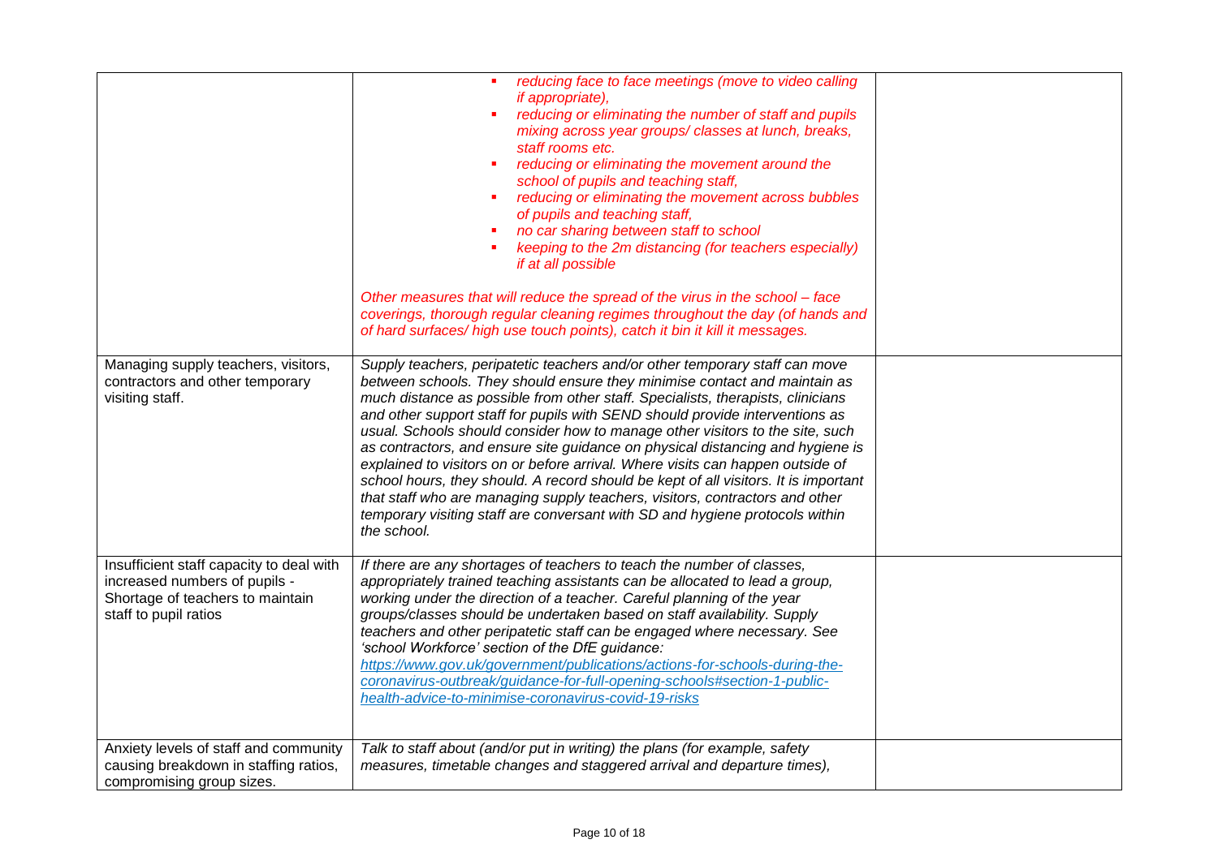| | | |
|---|---|---|
| | - *reducing face to face meetings (move to video calling if appropriate),*<br>- *reducing or eliminating the number of staff and pupils mixing across year groups/ classes at lunch, breaks, staff rooms etc.*<br>- *reducing or eliminating the movement around the school of pupils and teaching staff,*<br>- *reducing or eliminating the movement across bubbles of pupils and teaching staff,*<br>- *no car sharing between staff to school*<br>- *keeping to the 2m distancing (for teachers especially) if at all possible*<br><br>*Other measures that will reduce the spread of the virus in the school – face coverings, thorough regular cleaning regimes throughout the day (of hands and of hard surfaces/ high use touch points), catch it bin it kill it messages.* | |
| Managing supply teachers, visitors, contractors and other temporary visiting staff. | *Supply teachers, peripatetic teachers and/or other temporary staff can move between schools. They should ensure they minimise contact and maintain as much distance as possible from other staff. Specialists, therapists, clinicians and other support staff for pupils with SEND should provide interventions as usual. Schools should consider how to manage other visitors to the site, such as contractors, and ensure site guidance on physical distancing and hygiene is explained to visitors on or before arrival. Where visits can happen outside of school hours, they should. A record should be kept of all visitors. It is important that staff who are managing supply teachers, visitors, contractors and other temporary visiting staff are conversant with SD and hygiene protocols within the school.* | |
| Insufficient staff capacity to deal with increased numbers of pupils - Shortage of teachers to maintain staff to pupil ratios | *If there are any shortages of teachers to teach the number of classes, appropriately trained teaching assistants can be allocated to lead a group, working under the direction of a teacher. Careful planning of the year groups/classes should be undertaken based on staff availability. Supply teachers and other peripatetic staff can be engaged where necessary. See 'school Workforce' section of the DfE guidance:* [https://www.gov.uk/government/publications/actions-for-schools-during-the-coronavirus-outbreak/guidance-for-full-opening-schools#section-1-public-health-advice-to-minimise-coronavirus-covid-19-risks](https://www.gov.uk/government/publications/actions-for-schools-during-the-coronavirus-outbreak/guidance-for-full-opening-schools#section-1-public-health-advice-to-minimise-coronavirus-covid-19-risks) | |
| Anxiety levels of staff and community causing breakdown in staffing ratios, compromising group sizes. | *Talk to staff about (and/or put in writing) the plans (for example, safety measures, timetable changes and staggered arrival and departure times),* | |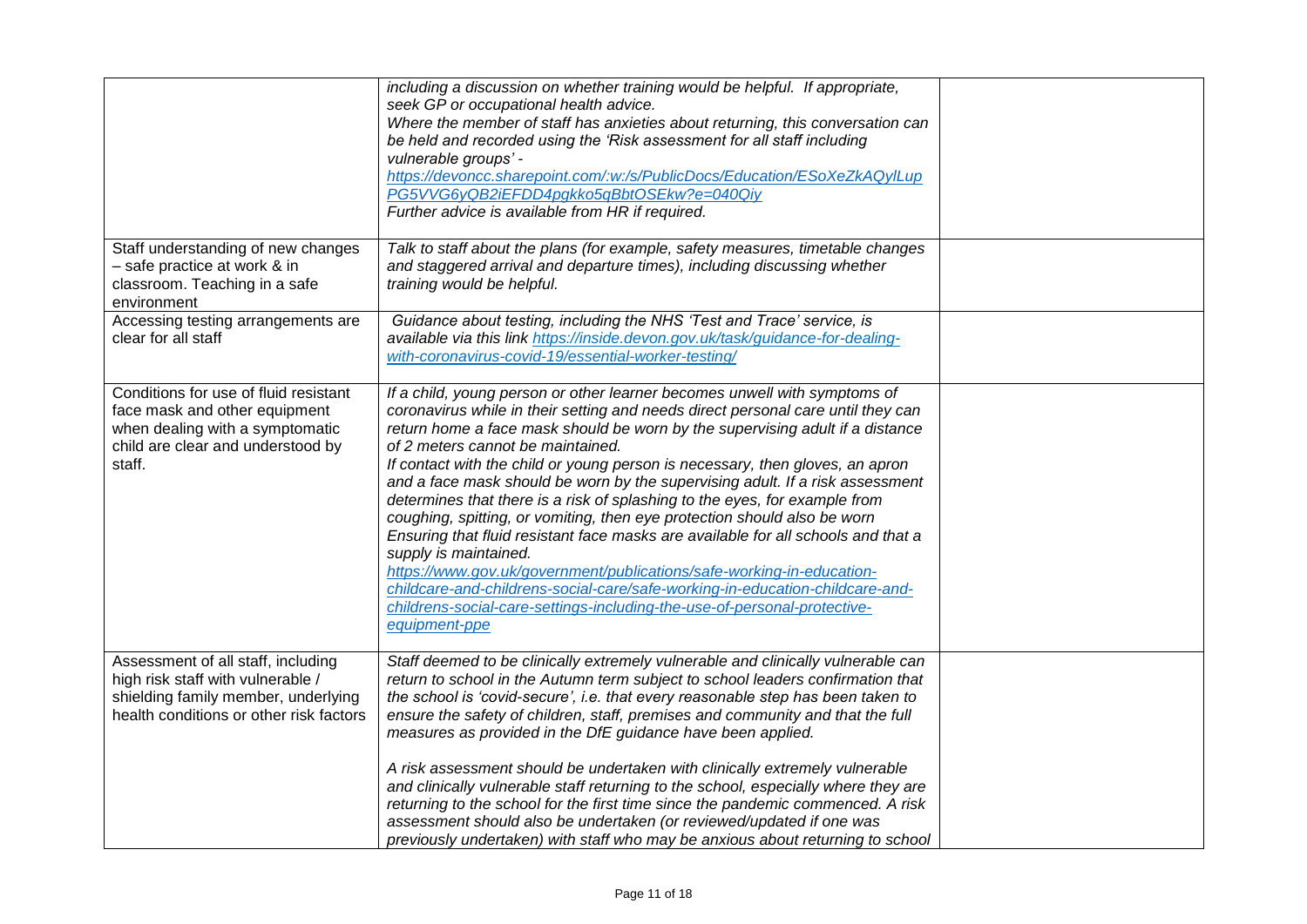| | | |
|---|---|---|
| | *including a discussion on whether training would be helpful. If appropriate, seek GP or occupational health advice.*<br>*Where the member of staff has anxieties about returning, this conversation can be held and recorded using the 'Risk assessment for all staff including vulnerable groups' -* *https://devoncc.sharepoint.com/:w:/s/PublicDocs/Education/ESoXeZkAQylLupPG5VVG6yQB2iEFDD4pgkko5qBbtOSEkw?e=040Qiy*<br>*Further advice is available from HR if required.* | |
| Staff understanding of new changes – safe practice at work & in classroom. Teaching in a safe environment | *Talk to staff about the plans (for example, safety measures, timetable changes and staggered arrival and departure times), including discussing whether training would be helpful.* | |
| Accessing testing arrangements are clear for all staff | *Guidance about testing, including the NHS 'Test and Trace' service, is available via this link https://inside.devon.gov.uk/task/guidance-for-dealing-with-coronavirus-covid-19/essential-worker-testing/* | |
| Conditions for use of fluid resistant face mask and other equipment when dealing with a symptomatic child are clear and understood by staff. | *If a child, young person or other learner becomes unwell with symptoms of coronavirus while in their setting and needs direct personal care until they can return home a face mask should be worn by the supervising adult if a distance of 2 meters cannot be maintained.*<br>*If contact with the child or young person is necessary, then gloves, an apron and a face mask should be worn by the supervising adult. If a risk assessment determines that there is a risk of splashing to the eyes, for example from coughing, spitting, or vomiting, then eye protection should also be worn*<br>*Ensuring that fluid resistant face masks are available for all schools and that a supply is maintained.*<br>*https://www.gov.uk/government/publications/safe-working-in-education-childcare-and-childrens-social-care/safe-working-in-education-childcare-and-childrens-social-care-settings-including-the-use-of-personal-protective-equipment-ppe* | |
| Assessment of all staff, including high risk staff with vulnerable / shielding family member, underlying health conditions or other risk factors | *Staff deemed to be clinically extremely vulnerable and clinically vulnerable can return to school in the Autumn term subject to school leaders confirmation that the school is 'covid-secure', i.e. that every reasonable step has been taken to ensure the safety of children, staff, premises and community and that the full measures as provided in the DfE guidance have been applied.*<br><br>*A risk assessment should be undertaken with clinically extremely vulnerable and clinically vulnerable staff returning to the school, especially where they are returning to the school for the first time since the pandemic commenced. A risk assessment should also be undertaken (or reviewed/updated if one was previously undertaken) with staff who may be anxious about returning to school* | |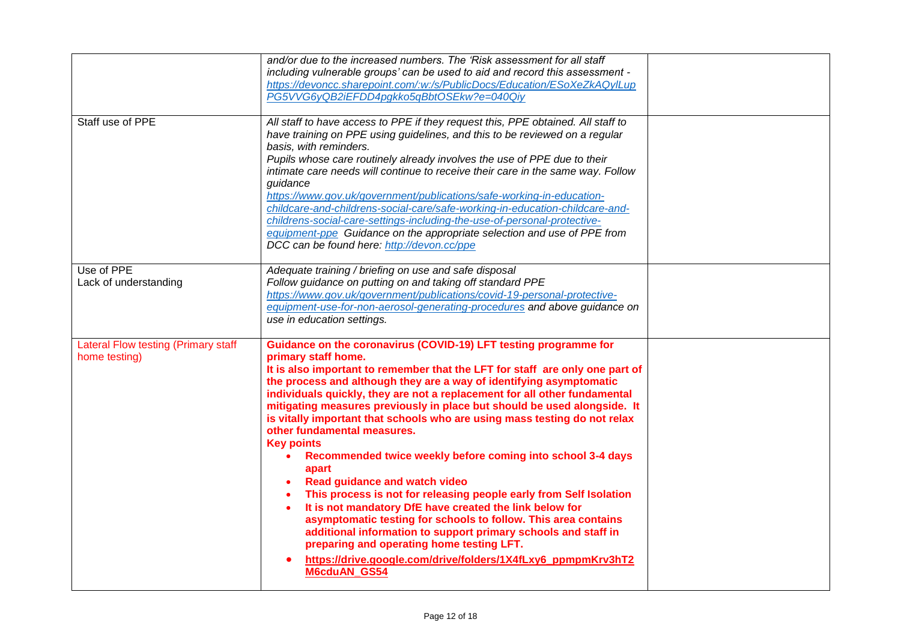| | | |
|---|---|---|
| | *and/or due to the increased numbers. The 'Risk assessment for all staff including vulnerable groups' can be used to aid and record this assessment - https://devoncc.sharepoint.com/:w:/s/PublicDocs/Education/ESoXeZkAQylLupPG5VVG6yQB2iEFDD4pgkko5qBbtOSEkw?e=040Qiy* | |
| Staff use of PPE | *All staff to have access to PPE if they request this, PPE obtained. All staff to have training on PPE using guidelines, and this to be reviewed on a regular basis, with reminders.* <br> *Pupils whose care routinely already involves the use of PPE due to their intimate care needs will continue to receive their care in the same way. Follow guidance https://www.gov.uk/government/publications/safe-working-in-education-childcare-and-childrens-social-care/safe-working-in-education-childcare-and-childrens-social-care-settings-including-the-use-of-personal-protective-equipment-ppe Guidance on the appropriate selection and use of PPE from DCC can be found here: http://devon.cc/ppe* | |
| Use of PPE <br> Lack of understanding | *Adequate training / briefing on use and safe disposal* <br> *Follow guidance on putting on and taking off standard PPE https://www.gov.uk/government/publications/covid-19-personal-protective-equipment-use-for-non-aerosol-generating-procedures and above guidance on use in education settings.* | |
| Lateral Flow testing (Primary staff home testing) | **Guidance on the coronavirus (COVID-19) LFT testing programme for primary staff home.** <br> **It is also important to remember that the LFT for staff are only one part of the process and although they are a way of identifying asymptomatic individuals quickly, they are not a replacement for all other fundamental mitigating measures previously in place but should be used alongside. It is vitally important that schools who are using mass testing do not relax other fundamental measures.** <br> **Key points** <br> • **Recommended twice weekly before coming into school 3-4 days apart** <br> • **Read guidance and watch video** <br> • **This process is not for releasing people early from Self Isolation** <br> • **It is not mandatory DfE have created the link below for asymptomatic testing for schools to follow. This area contains additional information to support primary schools and staff in preparing and operating home testing LFT.** <br> • **https://drive.google.com/drive/folders/1X4fLxy6_ppmpmKrv3hT2M6cduAN_GS54** | |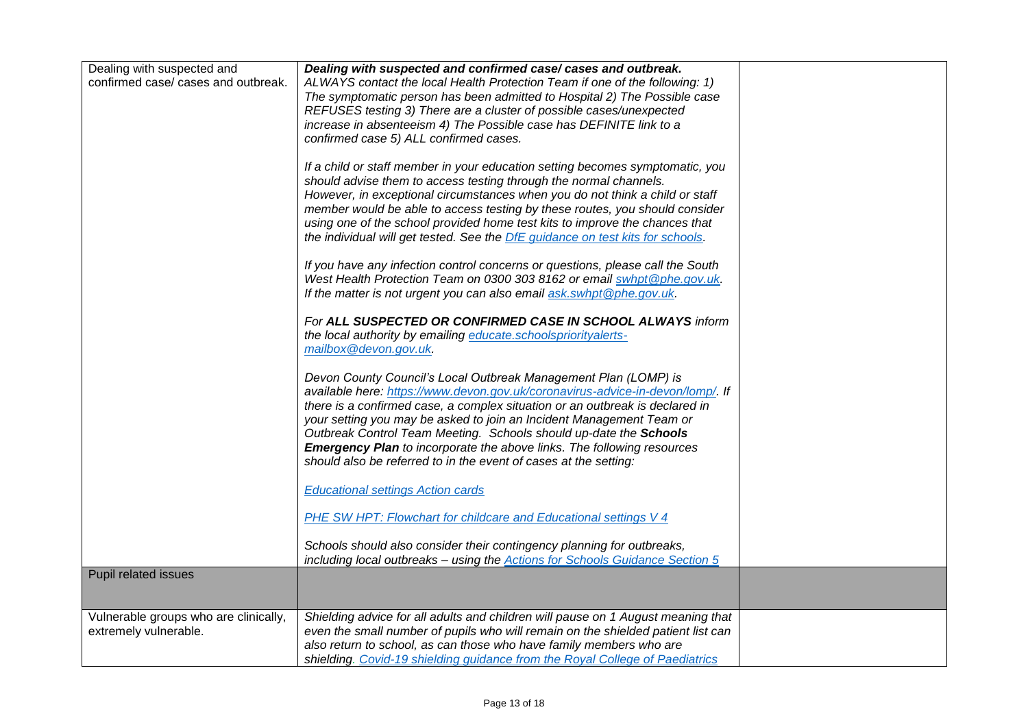| | | |
|---|---|---|
| Dealing with suspected and confirmed case/ cases and outbreak. | ***Dealing with suspected and confirmed case/ cases and outbreak.***<br>*ALWAYS contact the local Health Protection Team if one of the following: 1) The symptomatic person has been admitted to Hospital 2) The Possible case REFUSES testing 3) There are a cluster of possible cases/unexpected increase in absenteeism 4) The Possible case has DEFINITE link to a confirmed case 5) ALL confirmed cases.*<br><br>*If a child or staff member in your education setting becomes symptomatic, you should advise them to access testing through the normal channels. However, in exceptional circumstances when you do not think a child or staff member would be able to access testing by these routes, you should consider using one of the school provided home test kits to improve the chances that the individual will get tested. See the [DfE guidance on test kits for schools](). *<br><br>*If you have any infection control concerns or questions, please call the South West Health Protection Team on 0300 303 8162 or email [swhpt@phe.gov.uk](mailto:swhpt@phe.gov.uk). If the matter is not urgent you can also email [ask.swhpt@phe.gov.uk](mailto:ask.swhpt@phe.gov.uk).*<br><br>*For **ALL SUSPECTED OR CONFIRMED CASE IN SCHOOL ALWAYS** inform the local authority by emailing [educate.schoolspriorityalerts-mailbox@devon.gov.uk](mailto:educate.schoolspriorityalerts-mailbox@devon.gov.uk).*<br><br>*Devon County Council's Local Outbreak Management Plan (LOMP) is available here: [https://www.devon.gov.uk/coronavirus-advice-in-devon/lomp/](https://www.devon.gov.uk/coronavirus-advice-in-devon/lomp/). If there is a confirmed case, a complex situation or an outbreak is declared in your setting you may be asked to join an Incident Management Team or Outbreak Control Team Meeting. Schools should up-date the **Schools Emergency Plan** to incorporate the above links. The following resources should also be referred to in the event of cases at the setting:*<br><br>*[Educational settings Action cards]()*<br><br>*[PHE SW HPT: Flowchart for childcare and Educational settings V 4]()*<br><br>*Schools should also consider their contingency planning for outbreaks, including local outbreaks – using the [Actions for Schools Guidance Section 5]()* | |
| Pupil related issues | | |
| Vulnerable groups who are clinically, extremely vulnerable. | *Shielding advice for all adults and children will pause on 1 August meaning that even the small number of pupils who will remain on the shielded patient list can also return to school, as can those who have family members who are shielding. [Covid-19 shielding guidance from the Royal College of Paediatrics]()* | |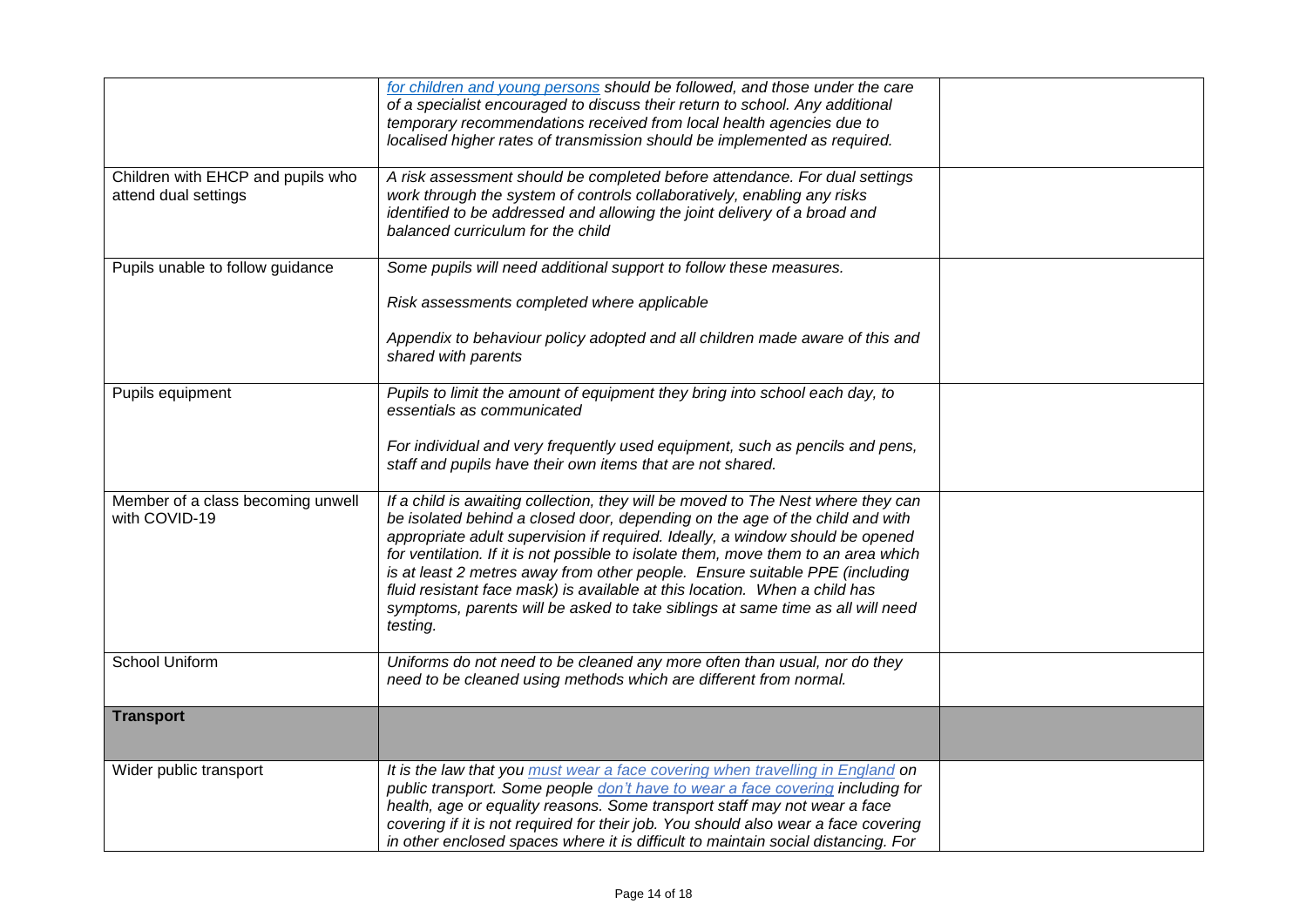| | | |
|---|---|---|
| | *[for children and young persons](#) should be followed, and those under the care of a specialist encouraged to discuss their return to school. Any additional temporary recommendations received from local health agencies due to localised higher rates of transmission should be implemented as required.* | |
| Children with EHCP and pupils who attend dual settings | *A risk assessment should be completed before attendance. For dual settings work through the system of controls collaboratively, enabling any risks identified to be addressed and allowing the joint delivery of a broad and balanced curriculum for the child* | |
| Pupils unable to follow guidance | *Some pupils will need additional support to follow these measures.*<br><br>*Risk assessments completed where applicable*<br><br>*Appendix to behaviour policy adopted and all children made aware of this and shared with parents* | |
| Pupils equipment | *Pupils to limit the amount of equipment they bring into school each day, to essentials as communicated*<br><br>*For individual and very frequently used equipment, such as pencils and pens, staff and pupils have their own items that are not shared.* | |
| Member of a class becoming unwell with COVID-19 | *If a child is awaiting collection, they will be moved to The Nest where they can be isolated behind a closed door, depending on the age of the child and with appropriate adult supervision if required. Ideally, a window should be opened for ventilation. If it is not possible to isolate them, move them to an area which is at least 2 metres away from other people. Ensure suitable PPE (including fluid resistant face mask) is available at this location. When a child has symptoms, parents will be asked to take siblings at same time as all will need testing.* | |
| School Uniform | *Uniforms do not need to be cleaned any more often than usual, nor do they need to be cleaned using methods which are different from normal.* | |
| **Transport** | | |
| Wider public transport | *It is the law that you [must wear a face covering when travelling in England](#) on public transport. Some people [don't have to wear a face covering](#) including for health, age or equality reasons. Some transport staff may not wear a face covering if it is not required for their job. You should also wear a face covering in other enclosed spaces where it is difficult to maintain social distancing. For* | |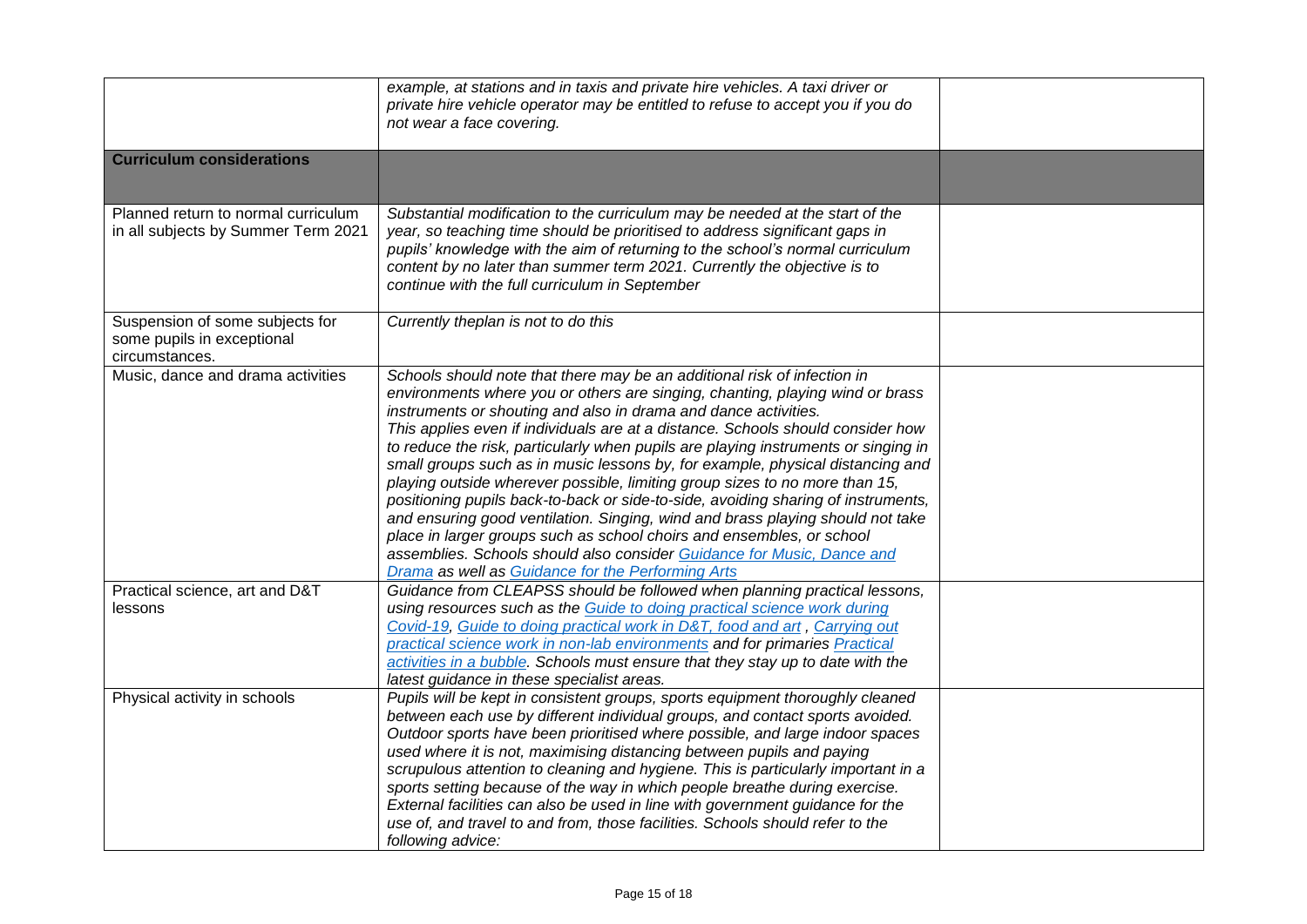| | | |
|---|---|---|
| | *example, at stations and in taxis and private hire vehicles. A taxi driver or private hire vehicle operator may be entitled to refuse to accept you if you do not wear a face covering.* | |
| **Curriculum considerations** | | |
| Planned return to normal curriculum in all subjects by Summer Term 2021 | *Substantial modification to the curriculum may be needed at the start of the year, so teaching time should be prioritised to address significant gaps in pupils' knowledge with the aim of returning to the school's normal curriculum content by no later than summer term 2021. Currently the objective is to continue with the full curriculum in September* | |
| Suspension of some subjects for some pupils in exceptional circumstances. | *Currently theplan is not to do this* | |
| Music, dance and drama activities | *Schools should note that there may be an additional risk of infection in environments where you or others are singing, chanting, playing wind or brass instruments or shouting and also in drama and dance activities. This applies even if individuals are at a distance. Schools should consider how to reduce the risk, particularly when pupils are playing instruments or singing in small groups such as in music lessons by, for example, physical distancing and playing outside wherever possible, limiting group sizes to no more than 15, positioning pupils back-to-back or side-to-side, avoiding sharing of instruments, and ensuring good ventilation. Singing, wind and brass playing should not take place in larger groups such as school choirs and ensembles, or school assemblies. Schools should also consider Guidance for Music, Dance and Drama as well as Guidance for the Performing Arts* | |
| Practical science, art and D&T lessons | *Guidance from CLEAPSS should be followed when planning practical lessons, using resources such as the Guide to doing practical science work during Covid-19, Guide to doing practical work in D&T, food and art , Carrying out practical science work in non-lab environments and for primaries Practical activities in a bubble. Schools must ensure that they stay up to date with the latest guidance in these specialist areas.* | |
| Physical activity in schools | *Pupils will be kept in consistent groups, sports equipment thoroughly cleaned between each use by different individual groups, and contact sports avoided. Outdoor sports have been prioritised where possible, and large indoor spaces used where it is not, maximising distancing between pupils and paying scrupulous attention to cleaning and hygiene. This is particularly important in a sports setting because of the way in which people breathe during exercise. External facilities can also be used in line with government guidance for the use of, and travel to and from, those facilities. Schools should refer to the following advice:* | |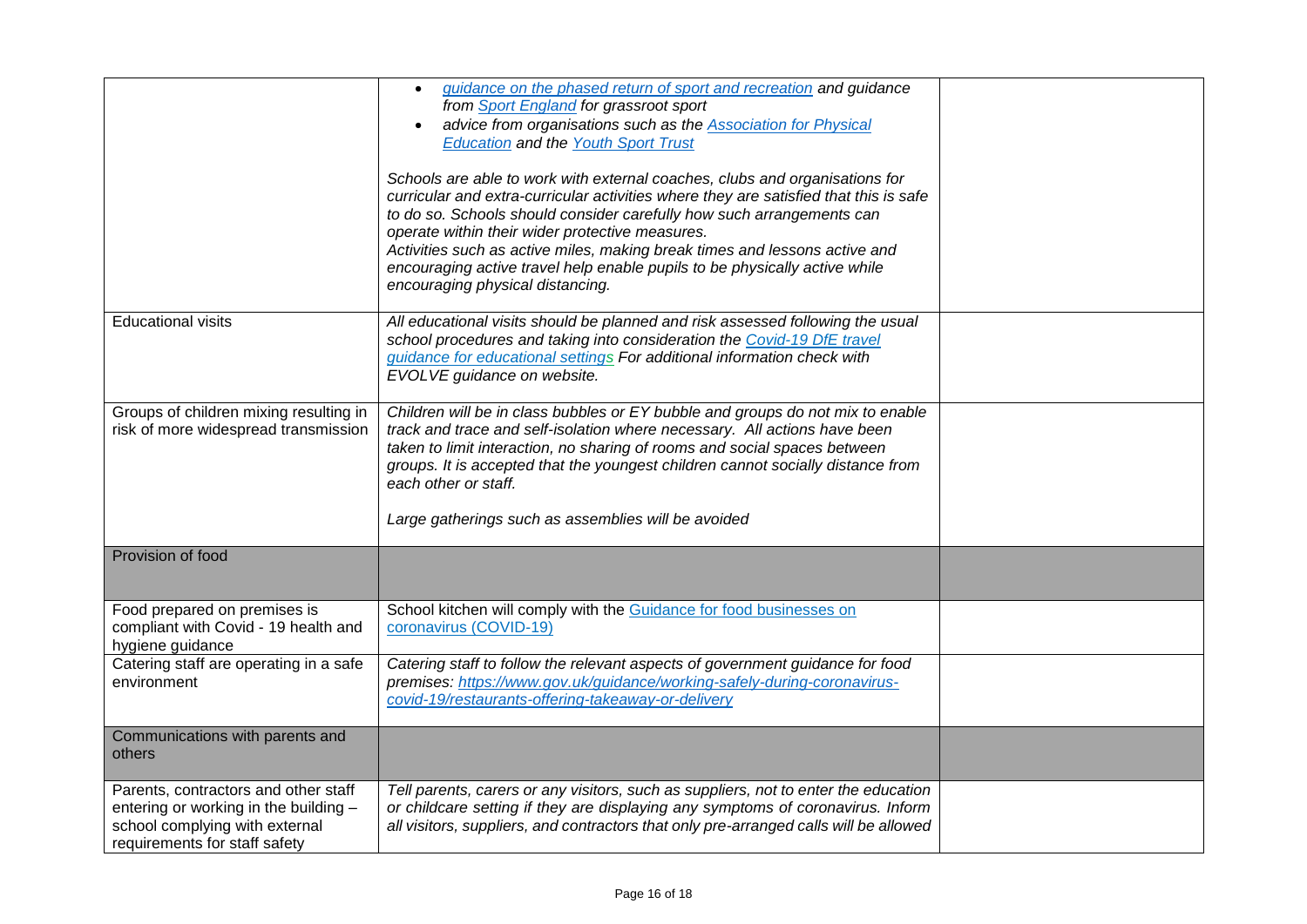| | | |
|---|---|---|
| | • *guidance on the phased return of sport and recreation and guidance from Sport England for grassroot sport*<br>• *advice from organisations such as the Association for Physical Education and the Youth Sport Trust*<br><br>*Schools are able to work with external coaches, clubs and organisations for curricular and extra-curricular activities where they are satisfied that this is safe to do so. Schools should consider carefully how such arrangements can operate within their wider protective measures.*<br>*Activities such as active miles, making break times and lessons active and encouraging active travel help enable pupils to be physically active while encouraging physical distancing.* | |
| Educational visits | *All educational visits should be planned and risk assessed following the usual school procedures and taking into consideration the Covid-19 DfE travel guidance for educational settings For additional information check with EVOLVE guidance on website.* | |
| Groups of children mixing resulting in risk of more widespread transmission | *Children will be in class bubbles or EY bubble and groups do not mix to enable track and trace and self-isolation where necessary. All actions have been taken to limit interaction, no sharing of rooms and social spaces between groups. It is accepted that the youngest children cannot socially distance from each other or staff.*<br><br>*Large gatherings such as assemblies will be avoided* | |
| Provision of food | | |
| Food prepared on premises is compliant with Covid - 19 health and hygiene guidance | School kitchen will comply with the Guidance for food businesses on coronavirus (COVID-19) | |
| Catering staff are operating in a safe environment | *Catering staff to follow the relevant aspects of government guidance for food premises: https://www.gov.uk/guidance/working-safely-during-coronavirus-covid-19/restaurants-offering-takeaway-or-delivery* | |
| Communications with parents and others | | |
| Parents, contractors and other staff entering or working in the building – school complying with external requirements for staff safety | *Tell parents, carers or any visitors, such as suppliers, not to enter the education or childcare setting if they are displaying any symptoms of coronavirus. Inform all visitors, suppliers, and contractors that only pre-arranged calls will be allowed* | |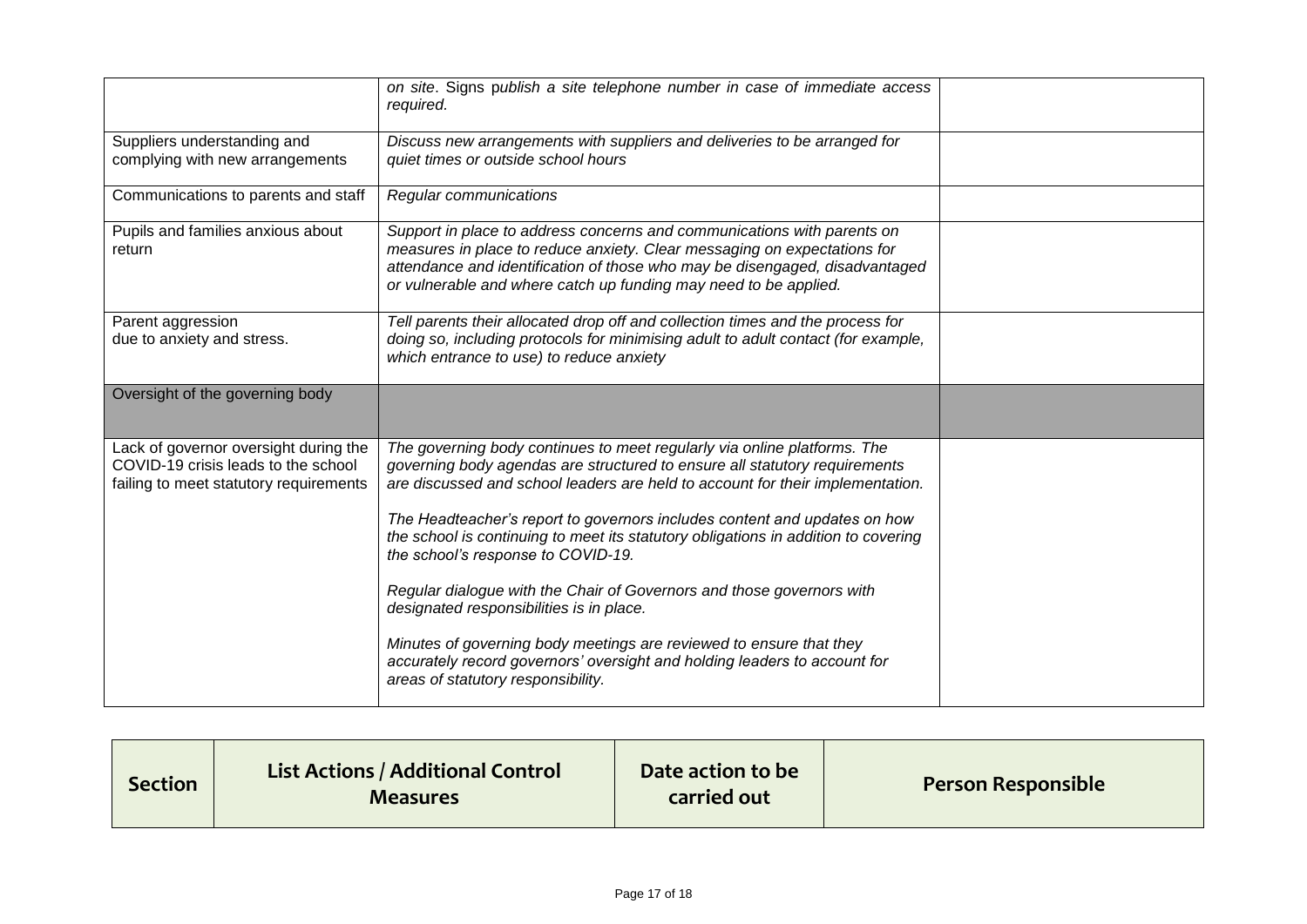| | | |
|---|---|---|
| | *on site*. Signs *publish a site telephone number in case of immediate access required.* | |
| Suppliers understanding and complying with new arrangements | *Discuss new arrangements with suppliers and deliveries to be arranged for quiet times or outside school hours* | |
| Communications to parents and staff | *Regular communications* | |
| Pupils and families anxious about return | *Support in place to address concerns and communications with parents on measures in place to reduce anxiety. Clear messaging on expectations for attendance and identification of those who may be disengaged, disadvantaged or vulnerable and where catch up funding may need to be applied.* | |
| Parent aggression due to anxiety and stress. | *Tell parents their allocated drop off and collection times and the process for doing so, including protocols for minimising adult to adult contact (for example, which entrance to use) to reduce anxiety* | |
| Oversight of the governing body | | |
| Lack of governor oversight during the COVID-19 crisis leads to the school failing to meet statutory requirements | *The governing body continues to meet regularly via online platforms. The governing body agendas are structured to ensure all statutory requirements are discussed and school leaders are held to account for their implementation.*<br><br>*The Headteacher's report to governors includes content and updates on how the school is continuing to meet its statutory obligations in addition to covering the school's response to COVID-19.*<br><br>*Regular dialogue with the Chair of Governors and those governors with designated responsibilities is in place.*<br><br>*Minutes of governing body meetings are reviewed to ensure that they accurately record governors' oversight and holding leaders to account for areas of statutory responsibility.* | |

| **Section** | **List Actions / Additional Control Measures** | **Date action to be carried out** | **Person Responsible** |
|---|---|---|---|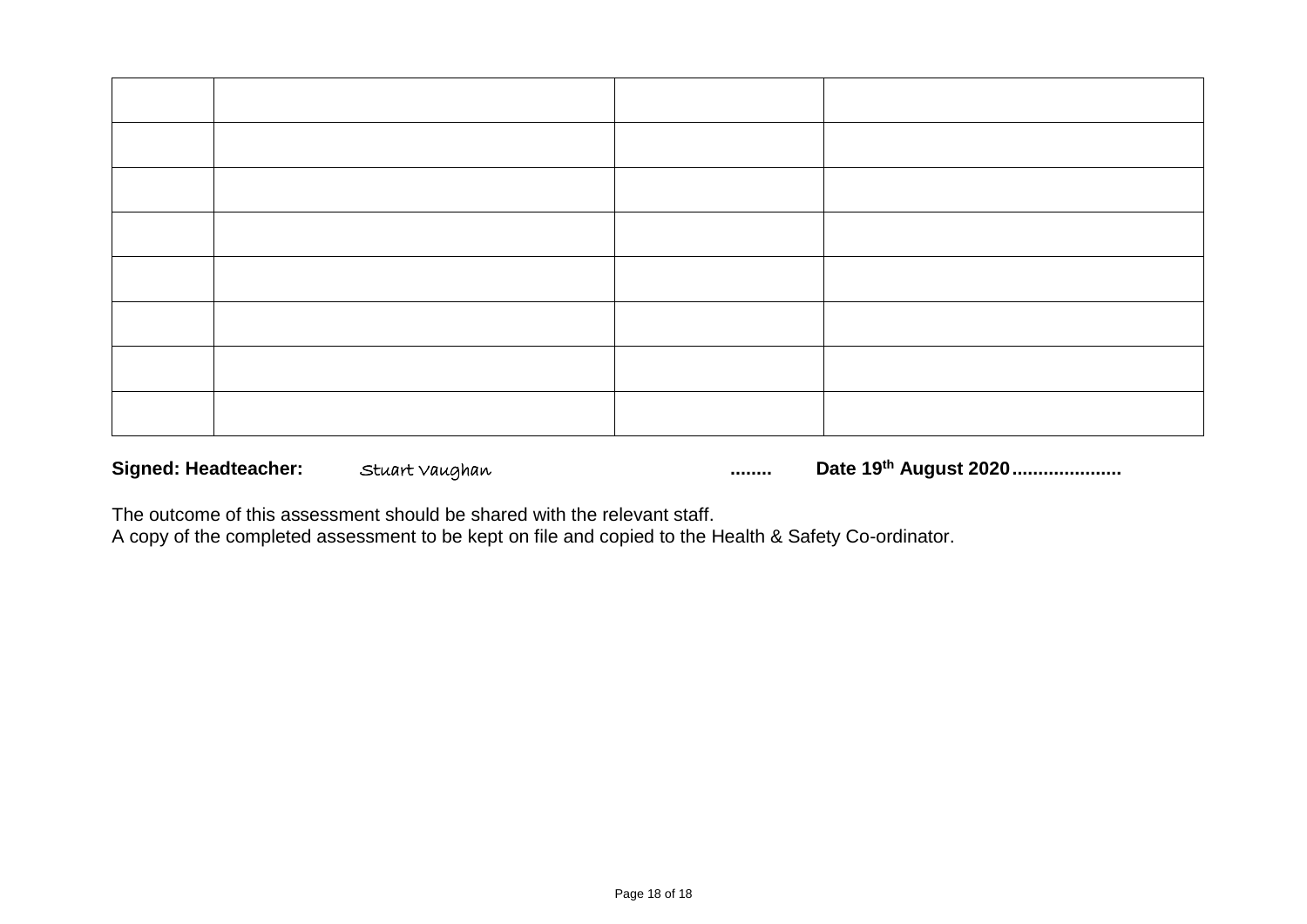| | | | |
|---|---|---|---|
| | | | |
| | | | |
| | | | |
| | | | |
| | | | |
| | | | |
| | | | |
| | | | |

**Signed: Headteacher:** Stuart Vaughan **........** **Date 19th August 2020.....................**

The outcome of this assessment should be shared with the relevant staff.
A copy of the completed assessment to be kept on file and copied to the Health & Safety Co-ordinator.